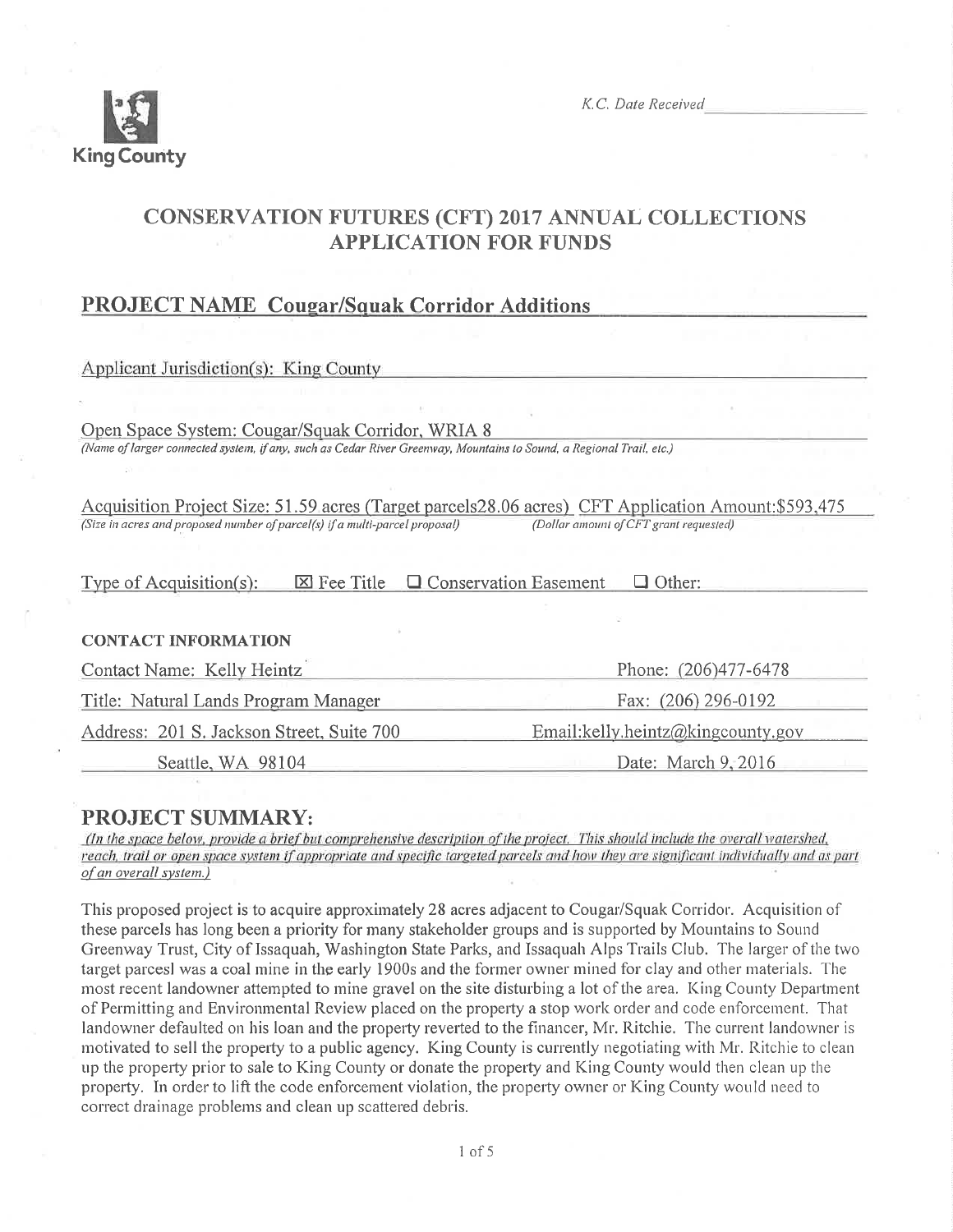King County

*K.C. Date Received*

# CONSERVATION FUTURES (CFT) 2017 ANNUAL COLLECTIONS APPLICATION FOR FUNDS

## PROJECT NAME Cougar/Squak Corridor Additions

Applicant Jurisdiction(s): King County

Open Space System: Cougar/Squak Corridor, WRIA 8
*(Name of larger connected system, if any, such as Cedar River Greenway, Mountains to Sound, a Regional Trail, etc.)*

Acquisition Project Size: 51.59 acres (Target parcels28.06 acres) CFT Application Amount:$593,475
*(Size in acres and proposed number of parcel(s) if a multi-parcel proposal)* *(Dollar amount of CFT grant requested)*

Type of Acquisition(s): ☒ Fee Title ☐ Conservation Easement ☐ Other:

**CONTACT INFORMATION**

| | |
|---|---|
| Contact Name: Kelly Heintz | Phone: (206)477-6478 |
| Title: Natural Lands Program Manager | Fax: (206) 296-0192 |
| Address: 201 S. Jackson Street, Suite 700 | Email:kelly.heintz@kingcounty.gov |
| Seattle, WA 98104 | Date: March 9, 2016 |

## PROJECT SUMMARY:

*(In the space below, provide a brief but comprehensive description of the project. This should include the overall watershed, reach, trail or open space system if appropriate and specific targeted parcels and how they are significant individually and as part of an overall system.)*

This proposed project is to acquire approximately 28 acres adjacent to Cougar/Squak Corridor. Acquisition of these parcels has long been a priority for many stakeholder groups and is supported by Mountains to Sound Greenway Trust, City of Issaquah, Washington State Parks, and Issaquah Alps Trails Club. The larger of the two target parcesl was a coal mine in the early 1900s and the former owner mined for clay and other materials. The most recent landowner attempted to mine gravel on the site disturbing a lot of the area. King County Department of Permitting and Environmental Review placed on the property a stop work order and code enforcement. That landowner defaulted on his loan and the property reverted to the financer, Mr. Ritchie. The current landowner is motivated to sell the property to a public agency. King County is currently negotiating with Mr. Ritchie to clean up the property prior to sale to King County or donate the property and King County would then clean up the property. In order to lift the code enforcement violation, the property owner or King County would need to correct drainage problems and clean up scattered debris.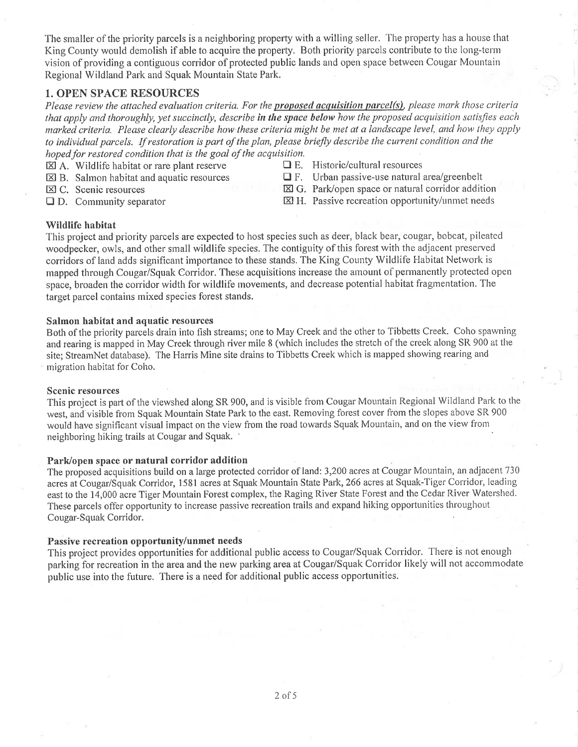The smaller of the priority parcels is a neighboring property with a willing seller. The property has a house that King County would demolish if able to acquire the property. Both priority parcels contribute to the long-term vision of providing a contiguous corridor of protected public lands and open space between Cougar Mountain Regional Wildland Park and Squak Mountain State Park.

## 1. OPEN SPACE RESOURCES

*Please review the attached evaluation criteria. For the* ***proposed acquisition parcel(s)****, please mark those criteria that apply and thoroughly, yet succinctly, describe* ***in the space below*** *how the proposed acquisition satisfies each marked criteria. Please clearly describe how these criteria might be met at a landscape level, and how they apply to individual parcels. If restoration is part of the plan, please briefly describe the current condition and the hoped for restored condition that is the goal of the acquisition.*

- ☒ A. Wildlife habitat or rare plant reserve
- ☒ B. Salmon habitat and aquatic resources
- ☒ C. Scenic resources
- ☐ D. Community separator
- ☐ E. Historic/cultural resources
- ☐ F. Urban passive-use natural area/greenbelt
- ☒ G. Park/open space or natural corridor addition
- ☒ H. Passive recreation opportunity/unmet needs

**Wildlife habitat**

This project and priority parcels are expected to host species such as deer, black bear, cougar, bobcat, pileated woodpecker, owls, and other small wildlife species. The contiguity of this forest with the adjacent preserved corridors of land adds significant importance to these stands. The King County Wildlife Habitat Network is mapped through Cougar/Squak Corridor. These acquisitions increase the amount of permanently protected open space, broaden the corridor width for wildlife movements, and decrease potential habitat fragmentation. The target parcel contains mixed species forest stands.

**Salmon habitat and aquatic resources**

Both of the priority parcels drain into fish streams; one to May Creek and the other to Tibbetts Creek. Coho spawning and rearing is mapped in May Creek through river mile 8 (which includes the stretch of the creek along SR 900 at the site; StreamNet database). The Harris Mine site drains to Tibbetts Creek which is mapped showing rearing and migration habitat for Coho.

**Scenic resources**

This project is part of the viewshed along SR 900, and is visible from Cougar Mountain Regional Wildland Park to the west, and visible from Squak Mountain State Park to the east. Removing forest cover from the slopes above SR 900 would have significant visual impact on the view from the road towards Squak Mountain, and on the view from neighboring hiking trails at Cougar and Squak.

**Park/open space or natural corridor addition**

The proposed acquisitions build on a large protected corridor of land: 3,200 acres at Cougar Mountain, an adjacent 730 acres at Cougar/Squak Corridor, 1581 acres at Squak Mountain State Park, 266 acres at Squak-Tiger Corridor, leading east to the 14,000 acre Tiger Mountain Forest complex, the Raging River State Forest and the Cedar River Watershed. These parcels offer opportunity to increase passive recreation trails and expand hiking opportunities throughout Cougar-Squak Corridor.

**Passive recreation opportunity/unmet needs**

This project provides opportunities for additional public access to Cougar/Squak Corridor. There is not enough parking for recreation in the area and the new parking area at Cougar/Squak Corridor likely will not accommodate public use into the future. There is a need for additional public access opportunities.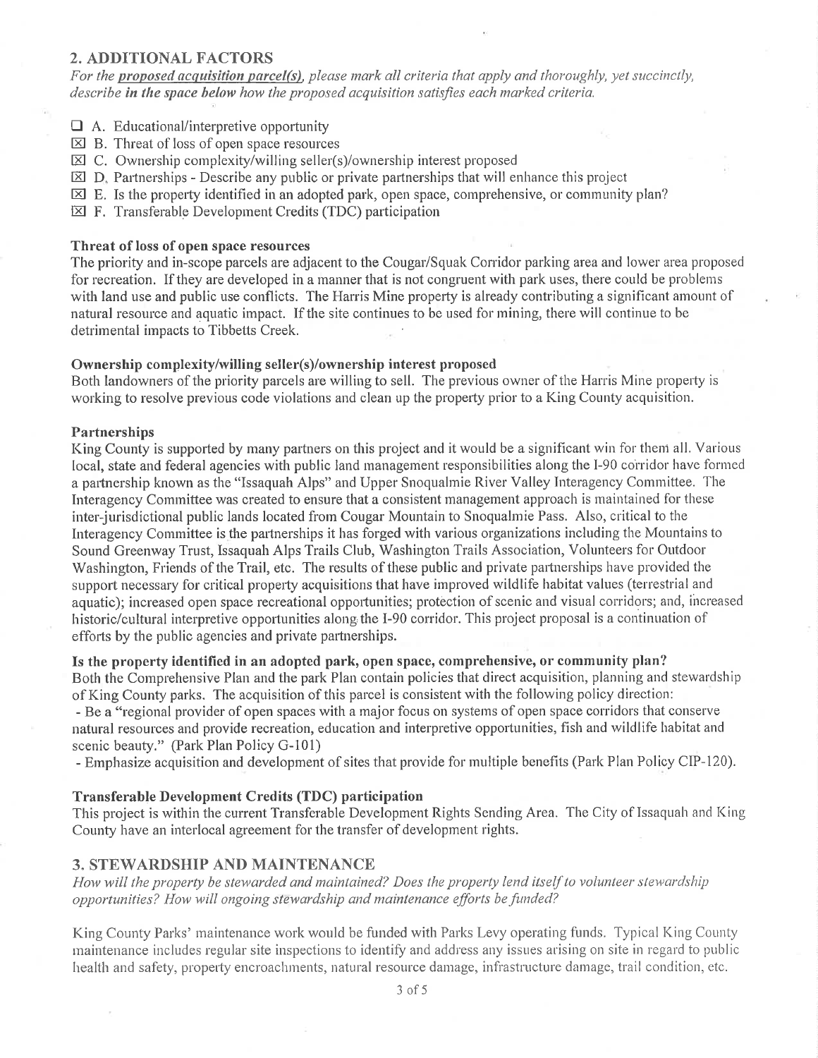## 2. ADDITIONAL FACTORS

*For the __proposed acquisition parcel(s)__, please mark all criteria that apply and thoroughly, yet succinctly, describe __in the space below__ how the proposed acquisition satisfies each marked criteria.*

- ☐ A. Educational/interpretive opportunity
- ☒ B. Threat of loss of open space resources
- ☒ C. Ownership complexity/willing seller(s)/ownership interest proposed
- ☒ D. Partnerships - Describe any public or private partnerships that will enhance this project
- ☒ E. Is the property identified in an adopted park, open space, comprehensive, or community plan?
- ☒ F. Transferable Development Credits (TDC) participation

**Threat of loss of open space resources**

The priority and in-scope parcels are adjacent to the Cougar/Squak Corridor parking area and lower area proposed for recreation. If they are developed in a manner that is not congruent with park uses, there could be problems with land use and public use conflicts. The Harris Mine property is already contributing a significant amount of natural resource and aquatic impact. If the site continues to be used for mining, there will continue to be detrimental impacts to Tibbetts Creek.

**Ownership complexity/willing seller(s)/ownership interest proposed**

Both landowners of the priority parcels are willing to sell. The previous owner of the Harris Mine property is working to resolve previous code violations and clean up the property prior to a King County acquisition.

**Partnerships**

King County is supported by many partners on this project and it would be a significant win for them all. Various local, state and federal agencies with public land management responsibilities along the I-90 corridor have formed a partnership known as the "Issaquah Alps" and Upper Snoqualmie River Valley Interagency Committee. The Interagency Committee was created to ensure that a consistent management approach is maintained for these inter-jurisdictional public lands located from Cougar Mountain to Snoqualmie Pass. Also, critical to the Interagency Committee is the partnerships it has forged with various organizations including the Mountains to Sound Greenway Trust, Issaquah Alps Trails Club, Washington Trails Association, Volunteers for Outdoor Washington, Friends of the Trail, etc. The results of these public and private partnerships have provided the support necessary for critical property acquisitions that have improved wildlife habitat values (terrestrial and aquatic); increased open space recreational opportunities; protection of scenic and visual corridors; and, increased historic/cultural interpretive opportunities along the I-90 corridor. This project proposal is a continuation of efforts by the public agencies and private partnerships.

**Is the property identified in an adopted park, open space, comprehensive, or community plan?**

Both the Comprehensive Plan and the park Plan contain policies that direct acquisition, planning and stewardship of King County parks. The acquisition of this parcel is consistent with the following policy direction:

- Be a "regional provider of open spaces with a major focus on systems of open space corridors that conserve natural resources and provide recreation, education and interpretive opportunities, fish and wildlife habitat and scenic beauty." (Park Plan Policy G-101)
- Emphasize acquisition and development of sites that provide for multiple benefits (Park Plan Policy CIP-120).

**Transferable Development Credits (TDC) participation**

This project is within the current Transferable Development Rights Sending Area. The City of Issaquah and King County have an interlocal agreement for the transfer of development rights.

## 3. STEWARDSHIP AND MAINTENANCE

*How will the property be stewarded and maintained? Does the property lend itself to volunteer stewardship opportunities? How will ongoing stewardship and maintenance efforts be funded?*

King County Parks' maintenance work would be funded with Parks Levy operating funds. Typical King County maintenance includes regular site inspections to identify and address any issues arising on site in regard to public health and safety, property encroachments, natural resource damage, infrastructure damage, trail condition, etc.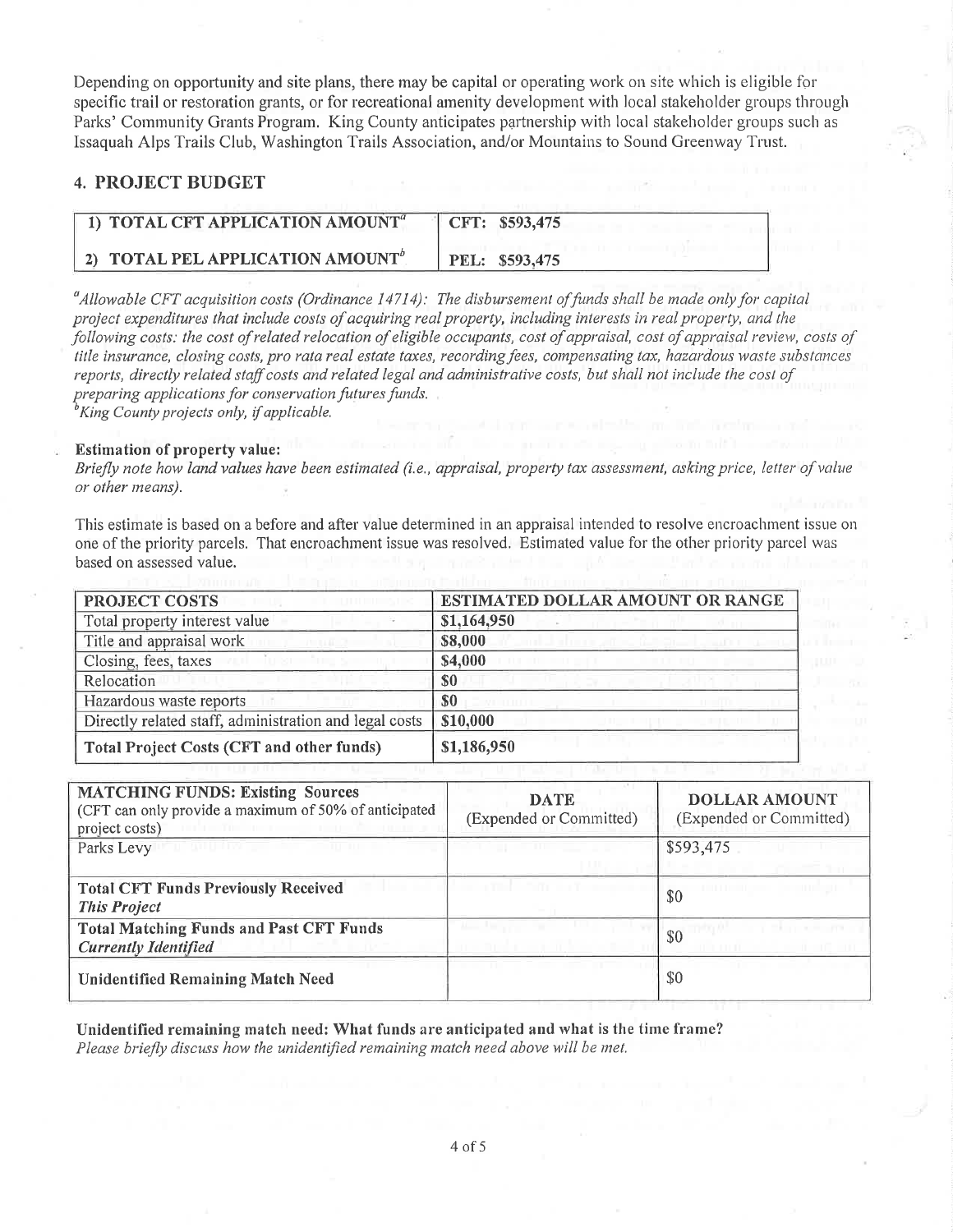Depending on opportunity and site plans, there may be capital or operating work on site which is eligible for specific trail or restoration grants, or for recreational amenity development with local stakeholder groups through Parks' Community Grants Program. King County anticipates partnership with local stakeholder groups such as Issaquah Alps Trails Club, Washington Trails Association, and/or Mountains to Sound Greenway Trust.

## 4. PROJECT BUDGET

| | |
|---|---|
| **1) TOTAL CFT APPLICATION AMOUNT[a]** | **CFT: $593,475** |
| **2) TOTAL PEL APPLICATION AMOUNT[b]** | **PEL: $593,475** |

[a]*Allowable CFT acquisition costs (Ordinance 14714): The disbursement of funds shall be made only for capital project expenditures that include costs of acquiring real property, including interests in real property, and the following costs: the cost of related relocation of eligible occupants, cost of appraisal, cost of appraisal review, costs of title insurance, closing costs, pro rata real estate taxes, recording fees, compensating tax, hazardous waste substances reports, directly related staff costs and related legal and administrative costs, but shall not include the cost of preparing applications for conservation futures funds.*
[b]*King County projects only, if applicable.*

**Estimation of property value:**
*Briefly note how land values have been estimated (i.e., appraisal, property tax assessment, asking price, letter of value or other means).*

This estimate is based on a before and after value determined in an appraisal intended to resolve encroachment issue on one of the priority parcels. That encroachment issue was resolved. Estimated value for the other priority parcel was based on assessed value.

| PROJECT COSTS | ESTIMATED DOLLAR AMOUNT OR RANGE |
|---|---|
| Total property interest value | **$1,164,950** |
| Title and appraisal work | **$8,000** |
| Closing, fees, taxes | **$4,000** |
| Relocation | **$0** |
| Hazardous waste reports | **$0** |
| Directly related staff, administration and legal costs | **$10,000** |
| **Total Project Costs (CFT and other funds)** | **$1,186,950** |

| **MATCHING FUNDS: Existing Sources** (CFT can only provide a maximum of 50% of anticipated project costs) | **DATE** (Expended or Committed) | **DOLLAR AMOUNT** (Expended or Committed) |
|---|---|---|
| Parks Levy | | $593,475 |
| **Total CFT Funds Previously Received** ***This Project*** | | $0 |
| **Total Matching Funds and Past CFT Funds** ***Currently Identified*** | | $0 |
| **Unidentified Remaining Match Need** | | $0 |

**Unidentified remaining match need: What funds are anticipated and what is the time frame?**
*Please briefly discuss how the unidentified remaining match need above will be met.*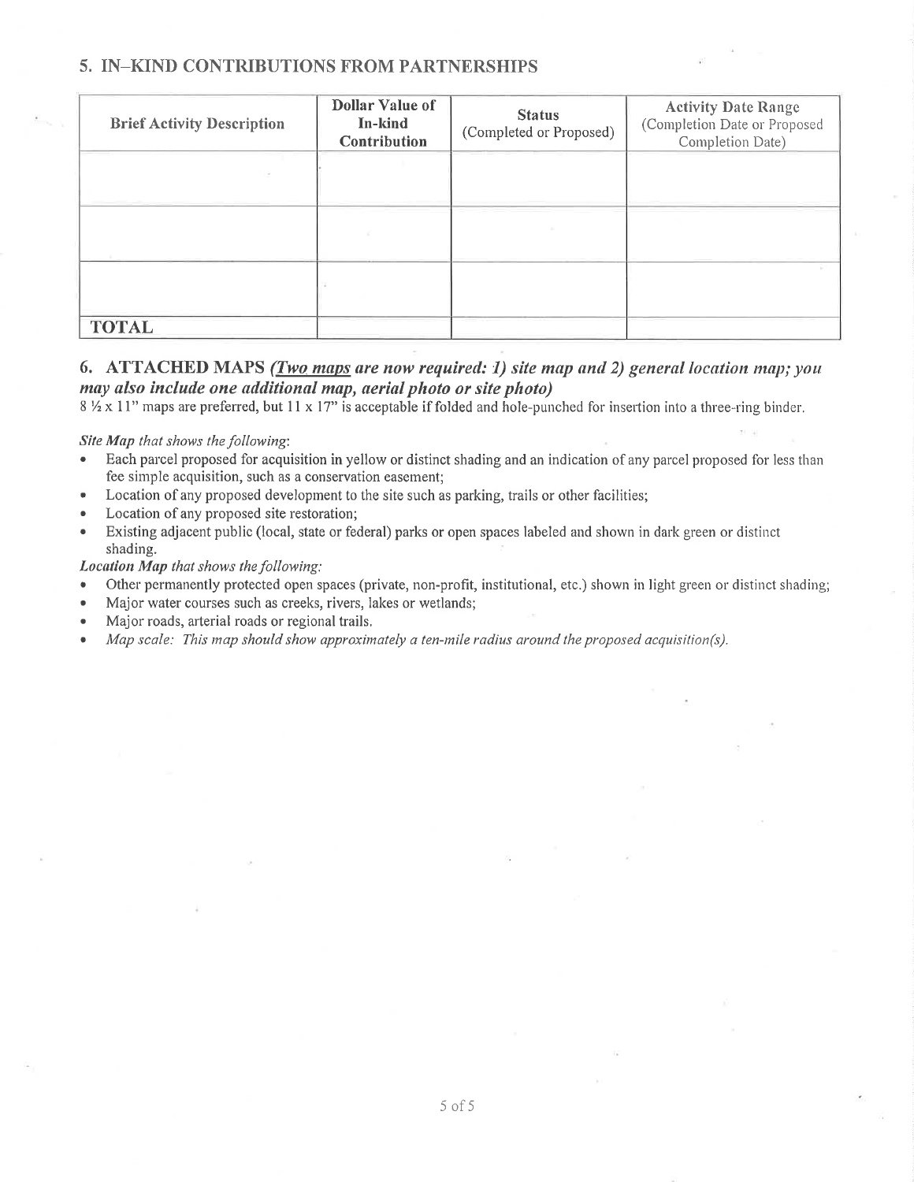## 5. IN–KIND CONTRIBUTIONS FROM PARTNERSHIPS

| Brief Activity Description | Dollar Value of In-kind Contribution | Status (Completed or Proposed) | Activity Date Range (Completion Date or Proposed Completion Date) |
|---|---|---|---|
| | | | |
| | | | |
| | | | |
| **TOTAL** | | | |

## 6. ATTACHED MAPS *(<u>Two maps</u> are now required: 1) site map and 2) general location map; you may also include one additional map, aerial photo or site photo)*

8 ½ x 11" maps are preferred, but 11 x 17" is acceptable if folded and hole-punched for insertion into a three-ring binder.

***Site Map** that shows the following:*

- Each parcel proposed for acquisition in yellow or distinct shading and an indication of any parcel proposed for less than fee simple acquisition, such as a conservation easement;
- Location of any proposed development to the site such as parking, trails or other facilities;
- Location of any proposed site restoration;
- Existing adjacent public (local, state or federal) parks or open spaces labeled and shown in dark green or distinct shading.

***Location Map** that shows the following:*

- Other permanently protected open spaces (private, non-profit, institutional, etc.) shown in light green or distinct shading;
- Major water courses such as creeks, rivers, lakes or wetlands;
- Major roads, arterial roads or regional trails.
- *Map scale: This map should show approximately a ten-mile radius around the proposed acquisition(s).*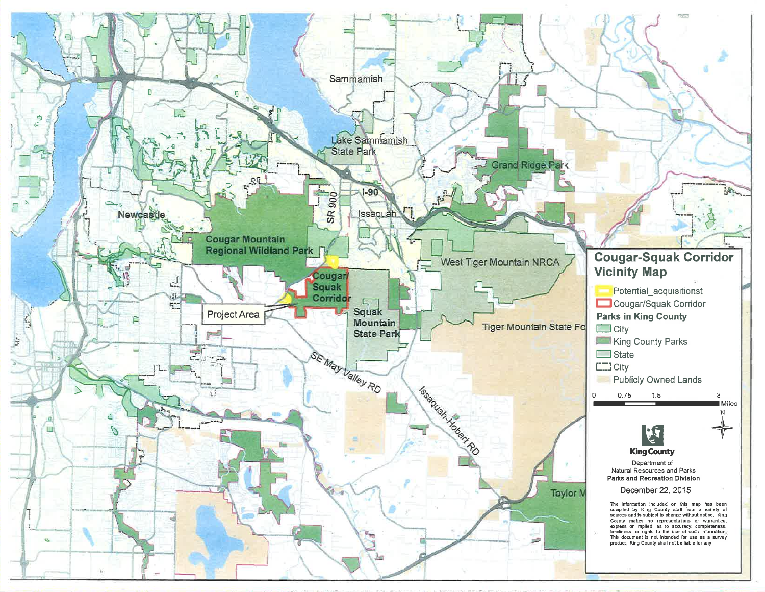# Cougar-Squak Corridor Vicinity Map

Potential_acquisitionst

Cougar/Squak Corridor

**Parks in King County**

City

King County Parks

State

City

Publicly Owned Lands

0 0.75 1.5 3 Miles

N

King County

Department of Natural Resources and Parks

**Parks and Recreation Division**

December 22, 2015

The information included on this map has been compiled by King County staff from a variety of sources and is subject to change without notice. King County makes no representations or warranties, express or implied, as to accuracy, completeness, timeliness, or rights to the use of such information. This document is not intended for use as a survey product. King County shall not be liable for any

Sammamish

Lake Sammamish State Park

Grand Ridge Park

I-90

SR 900

Issaquah

Newcastle

Cougar Mountain Regional Wildland Park

West Tiger Mountain NRCA

Cougar/ Squak Corridor

Project Area

Squak Mountain State Park

Tiger Mountain State Fo

SE May Valley RD

Issaquah-Hobart RD

Taylor M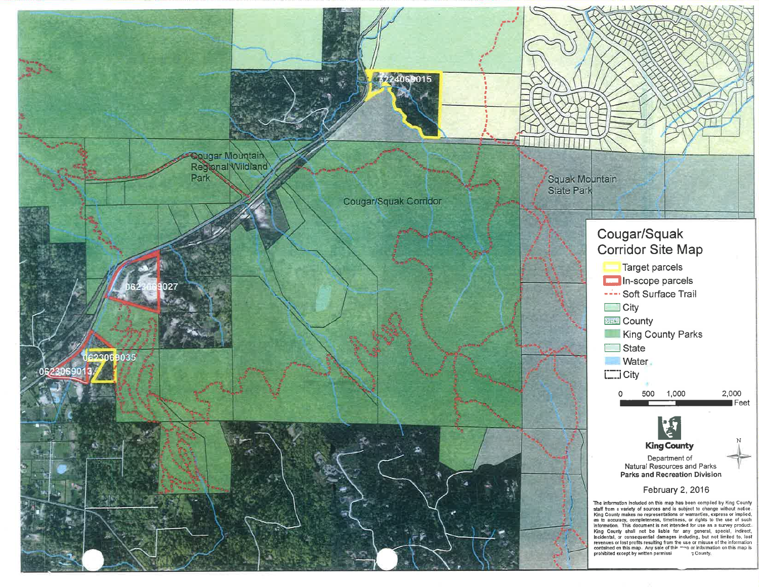# Cougar/Squak Corridor Site Map

Target parcels
In-scope parcels
Soft Surface Trail
City
County
King County Parks
State
Water
City

0 500 1,000 2,000 Feet

King County

Department of Natural Resources and Parks
**Parks and Recreation Division**

February 2, 2016

The information included on this map has been compiled by King County staff from a variety of sources and is subject to change without notice. King County makes no representations or warranties, express or implied, as to accuracy, completeness, timeliness, or rights to the use of such information. This document is not intended for use as a survey product. King County shall not be liable for any general, special, indirect, incidental, or consequential damages including, but not limited to, lost revenues or lost profits resulting from the use or misuse of the information contained on this map. Any sale of this map or information on this map is prohibited except by written permissi ... County.

Cougar Mountain Regional Wildland Park

Cougar/Squak Corridor

Squak Mountain State Park

3224069015

0623069027

0623069035

0623069013